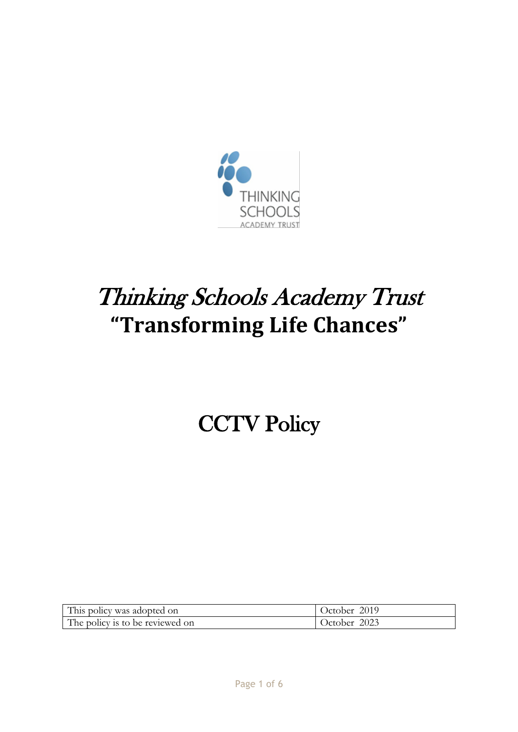# Thinking Schools Academy Trust

## "Transforming Life Chances"

# CCTV Policy

| This policy was adopted on | October 2019 |
|---|---|
| The policy is to be reviewed on | October 2023 |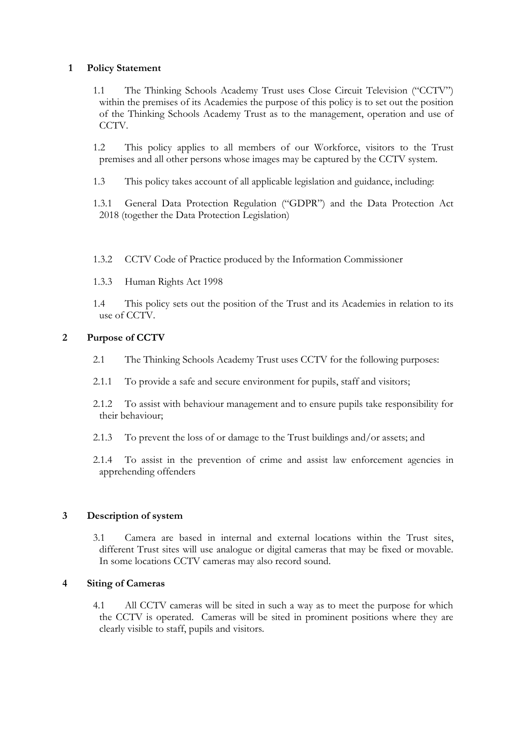## 1 Policy Statement

1.1 The Thinking Schools Academy Trust uses Close Circuit Television ("CCTV") within the premises of its Academies the purpose of this policy is to set out the position of the Thinking Schools Academy Trust as to the management, operation and use of CCTV.

1.2 This policy applies to all members of our Workforce, visitors to the Trust premises and all other persons whose images may be captured by the CCTV system.

1.3 This policy takes account of all applicable legislation and guidance, including:

1.3.1 General Data Protection Regulation ("GDPR") and the Data Protection Act 2018 (together the Data Protection Legislation)

1.3.2 CCTV Code of Practice produced by the Information Commissioner

1.3.3 Human Rights Act 1998

1.4 This policy sets out the position of the Trust and its Academies in relation to its use of CCTV.

## 2 Purpose of CCTV

2.1 The Thinking Schools Academy Trust uses CCTV for the following purposes:

2.1.1 To provide a safe and secure environment for pupils, staff and visitors;

2.1.2 To assist with behaviour management and to ensure pupils take responsibility for their behaviour;

2.1.3 To prevent the loss of or damage to the Trust buildings and/or assets; and

2.1.4 To assist in the prevention of crime and assist law enforcement agencies in apprehending offenders

## 3 Description of system

3.1 Camera are based in internal and external locations within the Trust sites, different Trust sites will use analogue or digital cameras that may be fixed or movable. In some locations CCTV cameras may also record sound.

## 4 Siting of Cameras

4.1 All CCTV cameras will be sited in such a way as to meet the purpose for which the CCTV is operated. Cameras will be sited in prominent positions where they are clearly visible to staff, pupils and visitors.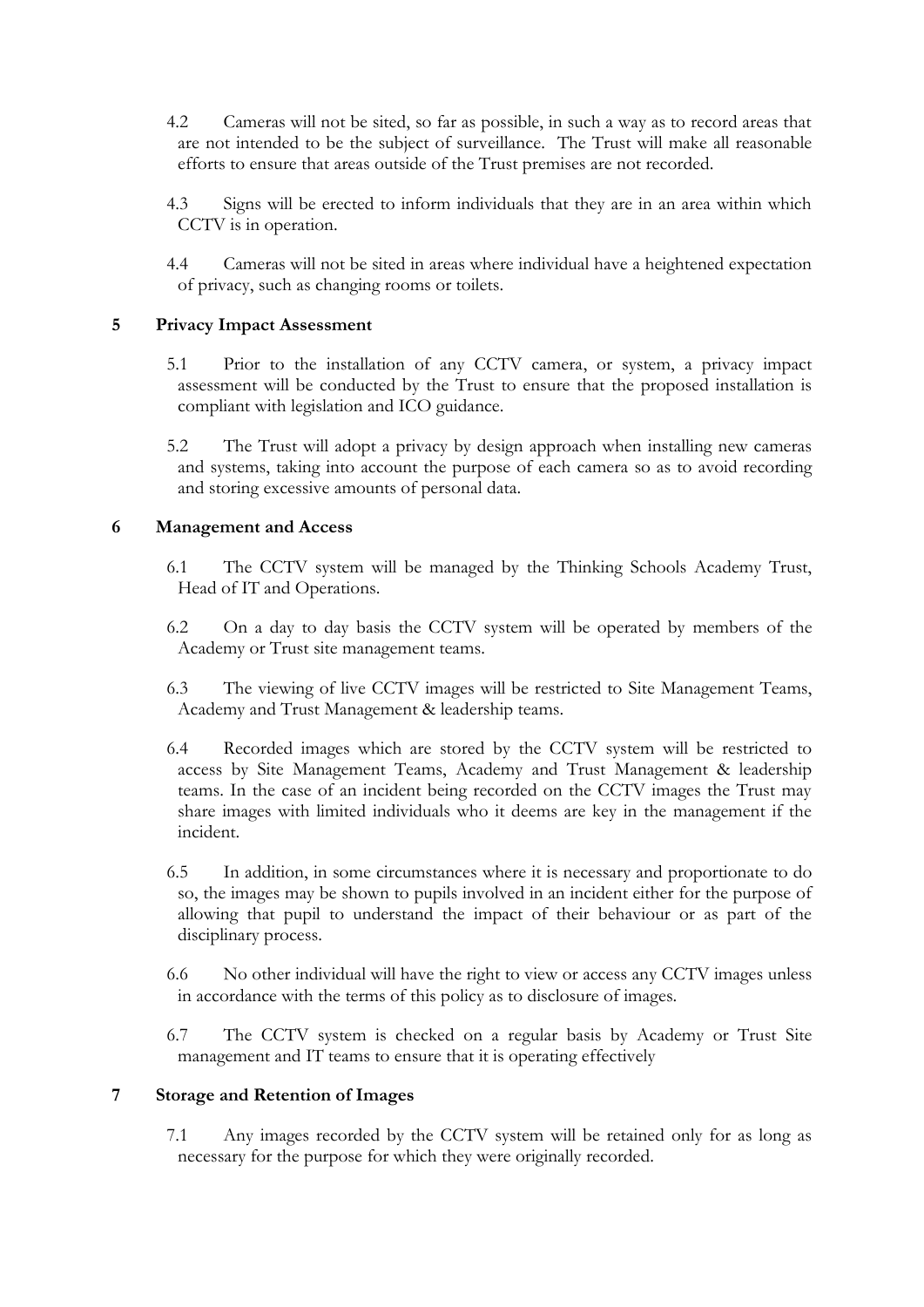4.2 Cameras will not be sited, so far as possible, in such a way as to record areas that are not intended to be the subject of surveillance. The Trust will make all reasonable efforts to ensure that areas outside of the Trust premises are not recorded.

4.3 Signs will be erected to inform individuals that they are in an area within which CCTV is in operation.

4.4 Cameras will not be sited in areas where individual have a heightened expectation of privacy, such as changing rooms or toilets.

## 5 Privacy Impact Assessment

5.1 Prior to the installation of any CCTV camera, or system, a privacy impact assessment will be conducted by the Trust to ensure that the proposed installation is compliant with legislation and ICO guidance.

5.2 The Trust will adopt a privacy by design approach when installing new cameras and systems, taking into account the purpose of each camera so as to avoid recording and storing excessive amounts of personal data.

## 6 Management and Access

6.1 The CCTV system will be managed by the Thinking Schools Academy Trust, Head of IT and Operations.

6.2 On a day to day basis the CCTV system will be operated by members of the Academy or Trust site management teams.

6.3 The viewing of live CCTV images will be restricted to Site Management Teams, Academy and Trust Management & leadership teams.

6.4 Recorded images which are stored by the CCTV system will be restricted to access by Site Management Teams, Academy and Trust Management & leadership teams. In the case of an incident being recorded on the CCTV images the Trust may share images with limited individuals who it deems are key in the management if the incident.

6.5 In addition, in some circumstances where it is necessary and proportionate to do so, the images may be shown to pupils involved in an incident either for the purpose of allowing that pupil to understand the impact of their behaviour or as part of the disciplinary process.

6.6 No other individual will have the right to view or access any CCTV images unless in accordance with the terms of this policy as to disclosure of images.

6.7 The CCTV system is checked on a regular basis by Academy or Trust Site management and IT teams to ensure that it is operating effectively

## 7 Storage and Retention of Images

7.1 Any images recorded by the CCTV system will be retained only for as long as necessary for the purpose for which they were originally recorded.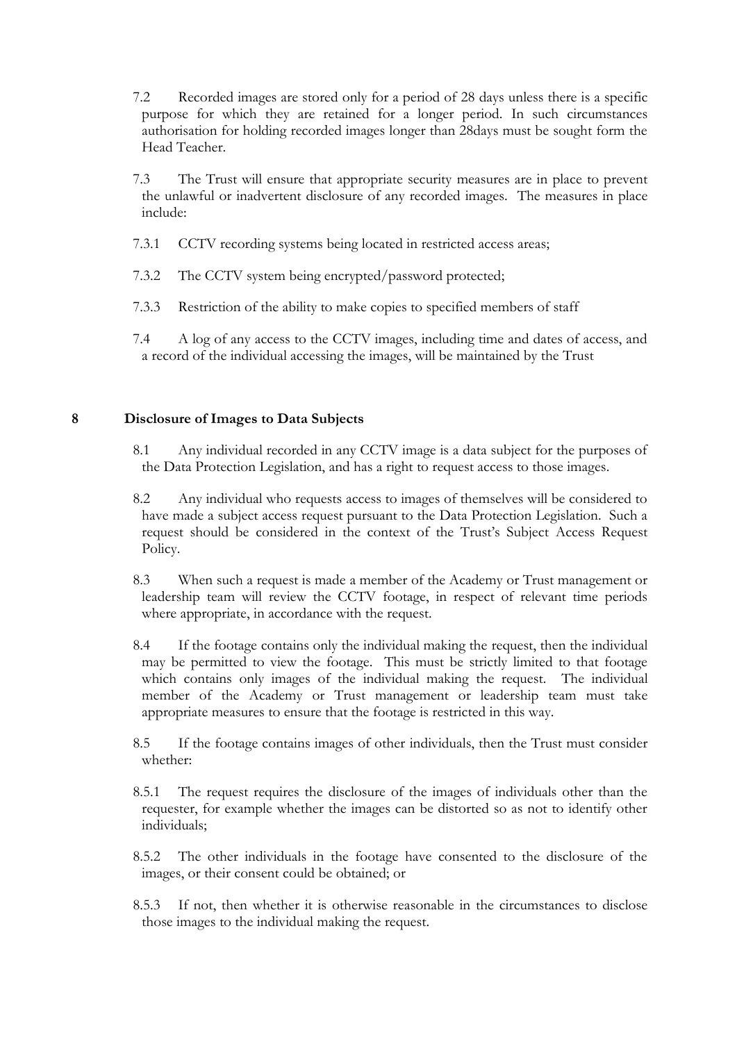7.2 Recorded images are stored only for a period of 28 days unless there is a specific purpose for which they are retained for a longer period. In such circumstances authorisation for holding recorded images longer than 28days must be sought form the Head Teacher.

7.3 The Trust will ensure that appropriate security measures are in place to prevent the unlawful or inadvertent disclosure of any recorded images. The measures in place include:

7.3.1 CCTV recording systems being located in restricted access areas;

7.3.2 The CCTV system being encrypted/password protected;

7.3.3 Restriction of the ability to make copies to specified members of staff

7.4 A log of any access to the CCTV images, including time and dates of access, and a record of the individual accessing the images, will be maintained by the Trust

## 8 Disclosure of Images to Data Subjects

8.1 Any individual recorded in any CCTV image is a data subject for the purposes of the Data Protection Legislation, and has a right to request access to those images.

8.2 Any individual who requests access to images of themselves will be considered to have made a subject access request pursuant to the Data Protection Legislation. Such a request should be considered in the context of the Trust's Subject Access Request Policy.

8.3 When such a request is made a member of the Academy or Trust management or leadership team will review the CCTV footage, in respect of relevant time periods where appropriate, in accordance with the request.

8.4 If the footage contains only the individual making the request, then the individual may be permitted to view the footage. This must be strictly limited to that footage which contains only images of the individual making the request. The individual member of the Academy or Trust management or leadership team must take appropriate measures to ensure that the footage is restricted in this way.

8.5 If the footage contains images of other individuals, then the Trust must consider whether:

8.5.1 The request requires the disclosure of the images of individuals other than the requester, for example whether the images can be distorted so as not to identify other individuals;

8.5.2 The other individuals in the footage have consented to the disclosure of the images, or their consent could be obtained; or

8.5.3 If not, then whether it is otherwise reasonable in the circumstances to disclose those images to the individual making the request.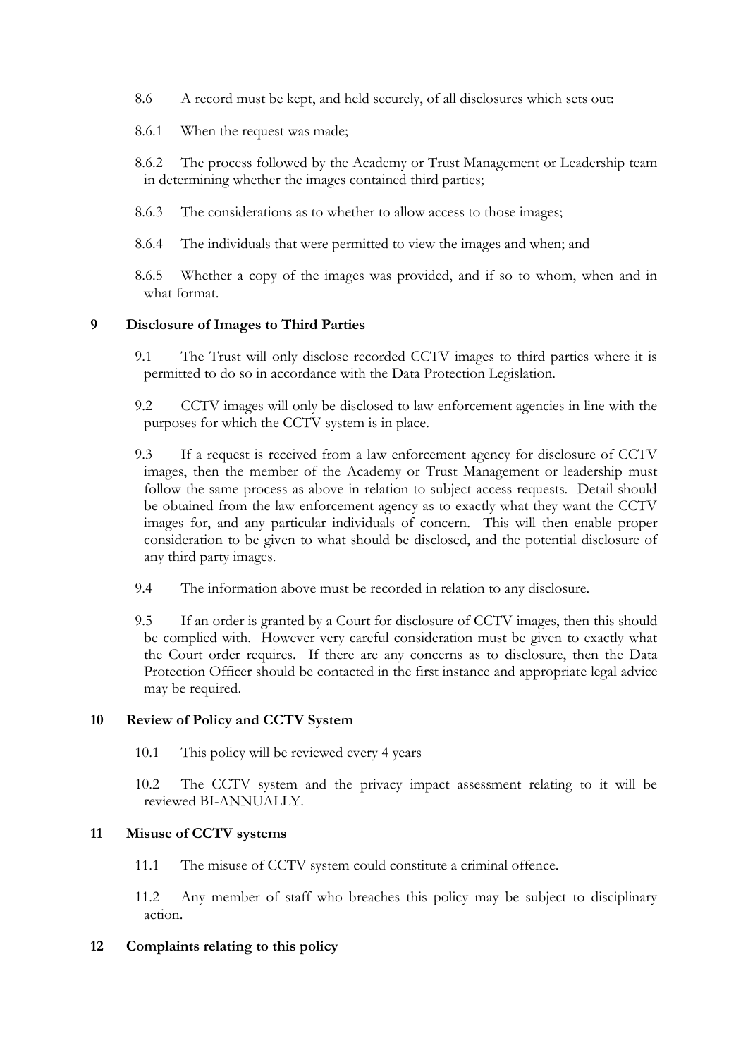8.6 A record must be kept, and held securely, of all disclosures which sets out:

8.6.1 When the request was made;

8.6.2 The process followed by the Academy or Trust Management or Leadership team in determining whether the images contained third parties;

8.6.3 The considerations as to whether to allow access to those images;

8.6.4 The individuals that were permitted to view the images and when; and

8.6.5 Whether a copy of the images was provided, and if so to whom, when and in what format.

## 9 Disclosure of Images to Third Parties

9.1 The Trust will only disclose recorded CCTV images to third parties where it is permitted to do so in accordance with the Data Protection Legislation.

9.2 CCTV images will only be disclosed to law enforcement agencies in line with the purposes for which the CCTV system is in place.

9.3 If a request is received from a law enforcement agency for disclosure of CCTV images, then the member of the Academy or Trust Management or leadership must follow the same process as above in relation to subject access requests. Detail should be obtained from the law enforcement agency as to exactly what they want the CCTV images for, and any particular individuals of concern. This will then enable proper consideration to be given to what should be disclosed, and the potential disclosure of any third party images.

9.4 The information above must be recorded in relation to any disclosure.

9.5 If an order is granted by a Court for disclosure of CCTV images, then this should be complied with. However very careful consideration must be given to exactly what the Court order requires. If there are any concerns as to disclosure, then the Data Protection Officer should be contacted in the first instance and appropriate legal advice may be required.

## 10 Review of Policy and CCTV System

10.1 This policy will be reviewed every 4 years

10.2 The CCTV system and the privacy impact assessment relating to it will be reviewed BI-ANNUALLY.

## 11 Misuse of CCTV systems

11.1 The misuse of CCTV system could constitute a criminal offence.

11.2 Any member of staff who breaches this policy may be subject to disciplinary action.

## 12 Complaints relating to this policy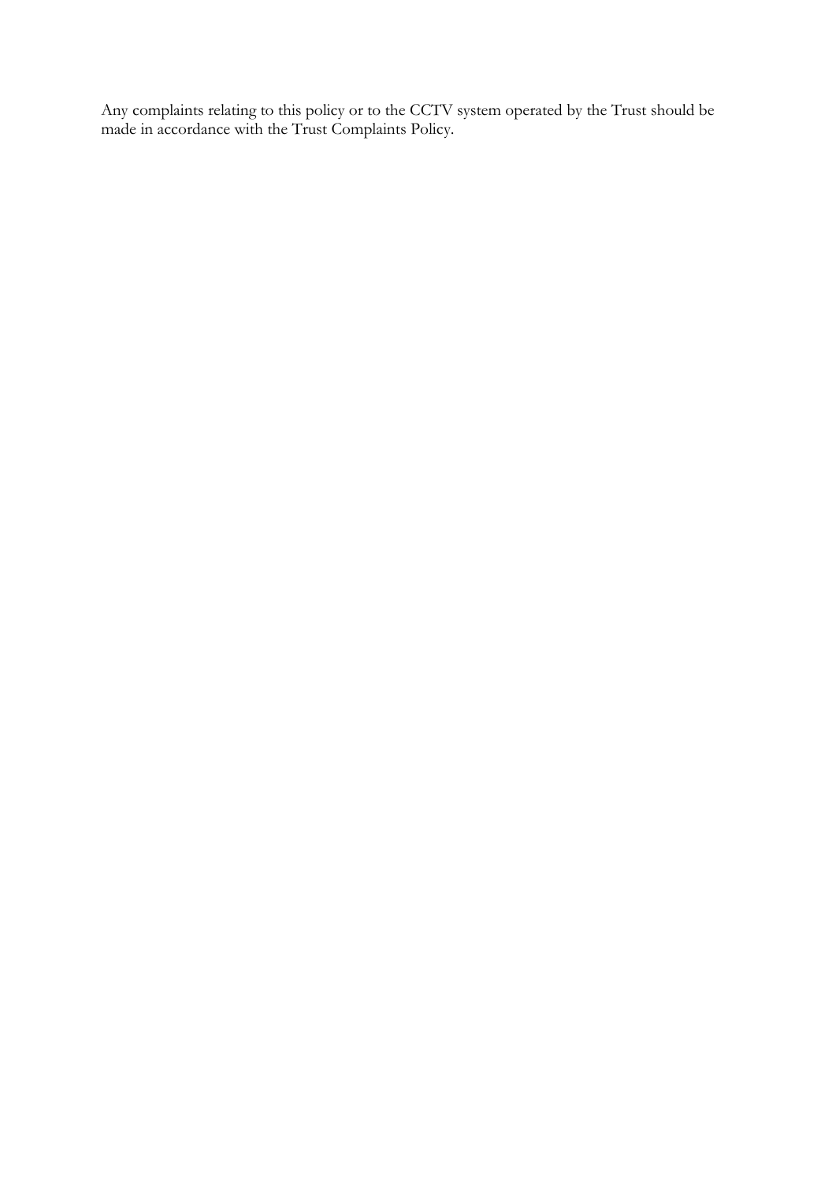Any complaints relating to this policy or to the CCTV system operated by the Trust should be made in accordance with the Trust Complaints Policy.